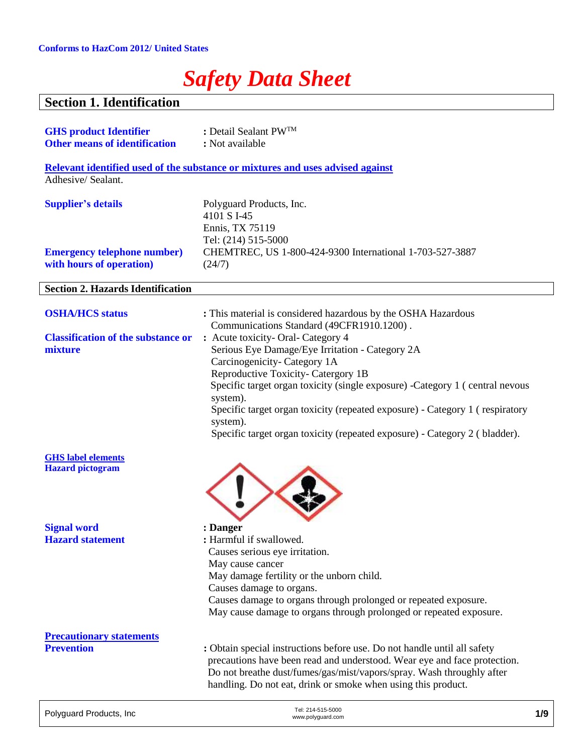Conforms to HazCom 2012/ United States

# Safety Data Sheet

## Section 1. Identification

**GHS product Identifier** : Detail Sealant PW™

**Other means of identification** : Not available

**Relevant identified used of the substance or mixtures and uses advised against**

Adhesive/ Sealant.

**Supplier's details**

Polyguard Products, Inc.
4101 S I-45
Ennis, TX 75119
Tel: (214) 515-5000

**Emergency telephone number) with hours of operation)**

CHEMTREC, US 1-800-424-9300 International 1-703-527-3887 (24/7)

## Section 2. Hazards Identification

**OSHA/HCS status** : This material is considered hazardous by the OSHA Hazardous Communications Standard (49CFR1910.1200) .

**Classification of the substance or mixture** :

Acute toxicity- Oral- Category 4
Serious Eye Damage/Eye Irritation - Category 2A
Carcinogenicity- Category 1A
Reproductive Toxicity- Catergory 1B
Specific target organ toxicity (single exposure) -Category 1 ( central nevous system).
Specific target organ toxicity (repeated exposure) - Category 1 ( respiratory system).
Specific target organ toxicity (repeated exposure) - Category 2 ( bladder).

**GHS label elements**

**Hazard pictogram**

**Signal word** : **Danger**

**Hazard statement** :

Harmful if swallowed.
Causes serious eye irritation.
May cause cancer
May damage fertility or the unborn child.
Causes damage to organs.
Causes damage to organs through prolonged or repeated exposure.
May cause damage to organs through prolonged or repeated exposure.

**Precautionary statements**

**Prevention** : Obtain special instructions before use. Do not handle until all safety precautions have been read and understood. Wear eye and face protection. Do not breathe dust/fumes/gas/mist/vapors/spray. Wash throughly after handling. Do not eat, drink or smoke when using this product.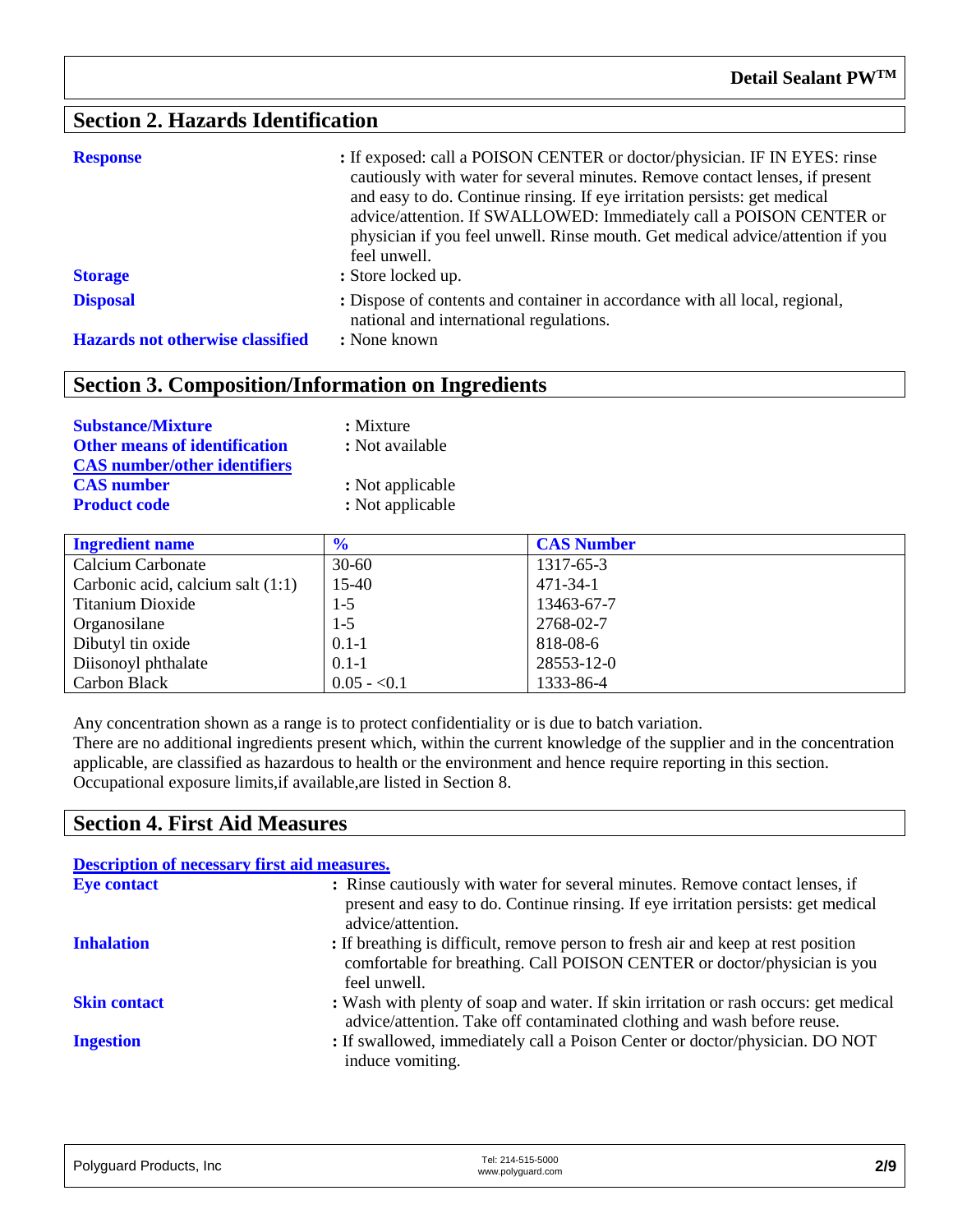## Section 2. Hazards Identification

**Response** : If exposed: call a POISON CENTER or doctor/physician. IF IN EYES: rinse cautiously with water for several minutes. Remove contact lenses, if present and easy to do. Continue rinsing. If eye irritation persists: get medical advice/attention. If SWALLOWED: Immediately call a POISON CENTER or physician if you feel unwell. Rinse mouth. Get medical advice/attention if you feel unwell.

**Storage** : Store locked up.

**Disposal** : Dispose of contents and container in accordance with all local, regional, national and international regulations.

**Hazards not otherwise classified** : None known

## Section 3. Composition/Information on Ingredients

**Substance/Mixture** : Mixture

**Other means of identification** : Not available

**CAS number/other identifiers**

**CAS number** : Not applicable

**Product code** : Not applicable

| Ingredient name | % | CAS Number |
|---|---|---|
| Calcium Carbonate | 30-60 | 1317-65-3 |
| Carbonic acid, calcium salt (1:1) | 15-40 | 471-34-1 |
| Titanium Dioxide | 1-5 | 13463-67-7 |
| Organosilane | 1-5 | 2768-02-7 |
| Dibutyl tin oxide | 0.1-1 | 818-08-6 |
| Diisonoyl phthalate | 0.1-1 | 28553-12-0 |
| Carbon Black | 0.05 - <0.1 | 1333-86-4 |

Any concentration shown as a range is to protect confidentiality or is due to batch variation.
There are no additional ingredients present which, within the current knowledge of the supplier and in the concentration applicable, are classified as hazardous to health or the environment and hence require reporting in this section.
Occupational exposure limits,if available,are listed in Section 8.

## Section 4. First Aid Measures

**Description of necessary first aid measures.**

**Eye contact** : Rinse cautiously with water for several minutes. Remove contact lenses, if present and easy to do. Continue rinsing. If eye irritation persists: get medical advice/attention.

**Inhalation** : If breathing is difficult, remove person to fresh air and keep at rest position comfortable for breathing. Call POISON CENTER or doctor/physician is you feel unwell.

**Skin contact** : Wash with plenty of soap and water. If skin irritation or rash occurs: get medical advice/attention. Take off contaminated clothing and wash before reuse.

**Ingestion** : If swallowed, immediately call a Poison Center or doctor/physician. DO NOT induce vomiting.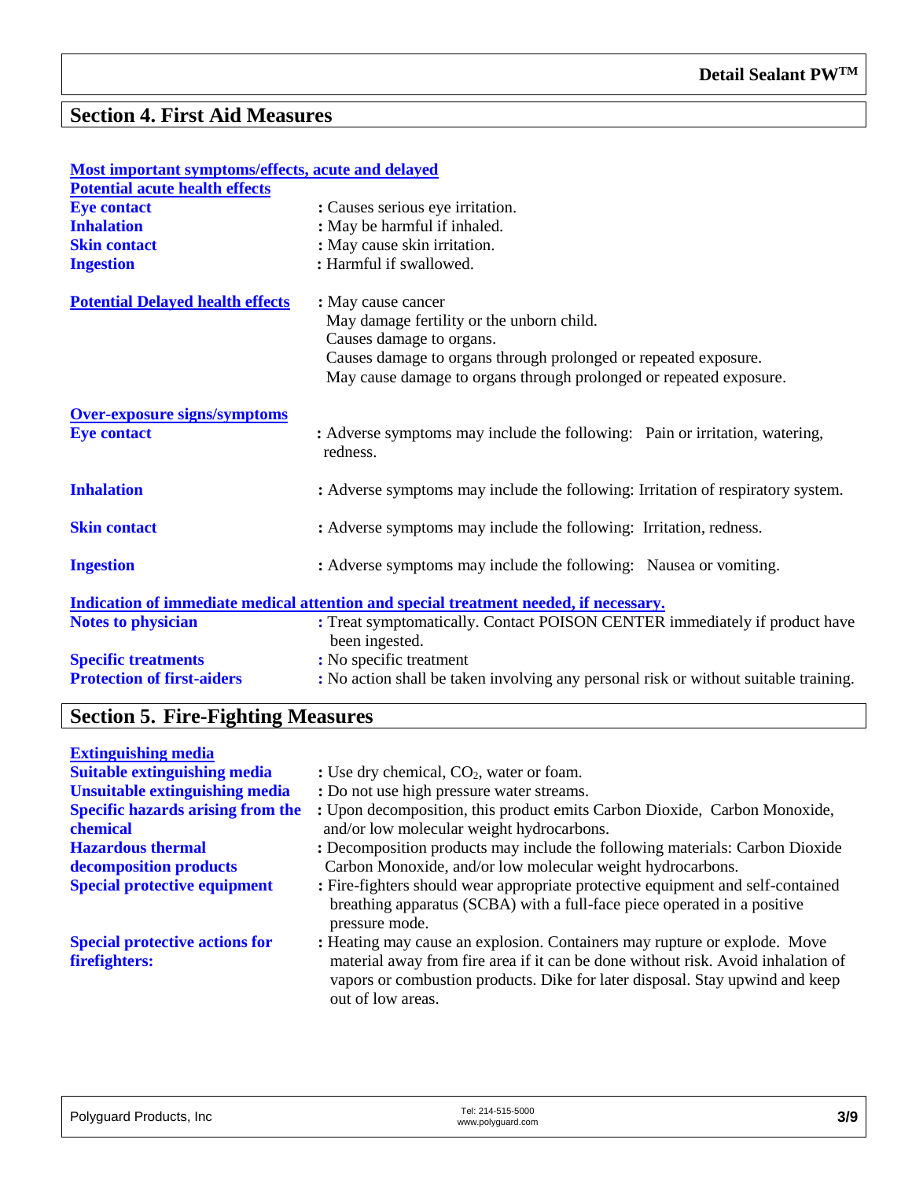## Section 4. First Aid Measures

**Most important symptoms/effects, acute and delayed**

**Potential acute health effects**

**Eye contact** : Causes serious eye irritation.

**Inhalation** : May be harmful if inhaled.

**Skin contact** : May cause skin irritation.

**Ingestion** : Harmful if swallowed.

**Potential Delayed health effects** : May cause cancer
May damage fertility or the unborn child.
Causes damage to organs.
Causes damage to organs through prolonged or repeated exposure.
May cause damage to organs through prolonged or repeated exposure.

**Over-exposure signs/symptoms**

**Eye contact** : Adverse symptoms may include the following: Pain or irritation, watering, redness.

**Inhalation** : Adverse symptoms may include the following: Irritation of respiratory system.

**Skin contact** : Adverse symptoms may include the following: Irritation, redness.

**Ingestion** : Adverse symptoms may include the following: Nausea or vomiting.

**Indication of immediate medical attention and special treatment needed, if necessary.**

**Notes to physician** : Treat symptomatically. Contact POISON CENTER immediately if product have been ingested.

**Specific treatments** : No specific treatment

**Protection of first-aiders** : No action shall be taken involving any personal risk or without suitable training.

## Section 5. Fire-Fighting Measures

**Extinguishing media**

**Suitable extinguishing media** : Use dry chemical, $CO_2$, water or foam.

**Unsuitable extinguishing media** : Do not use high pressure water streams.

**Specific hazards arising from the chemical** : Upon decomposition, this product emits Carbon Dioxide, Carbon Monoxide, and/or low molecular weight hydrocarbons.

**Hazardous thermal decomposition products** : Decomposition products may include the following materials: Carbon Dioxide Carbon Monoxide, and/or low molecular weight hydrocarbons.

**Special protective equipment** : Fire-fighters should wear appropriate protective equipment and self-contained breathing apparatus (SCBA) with a full-face piece operated in a positive pressure mode.

**Special protective actions for firefighters:** : Heating may cause an explosion. Containers may rupture or explode. Move material away from fire area if it can be done without risk. Avoid inhalation of vapors or combustion products. Dike for later disposal. Stay upwind and keep out of low areas.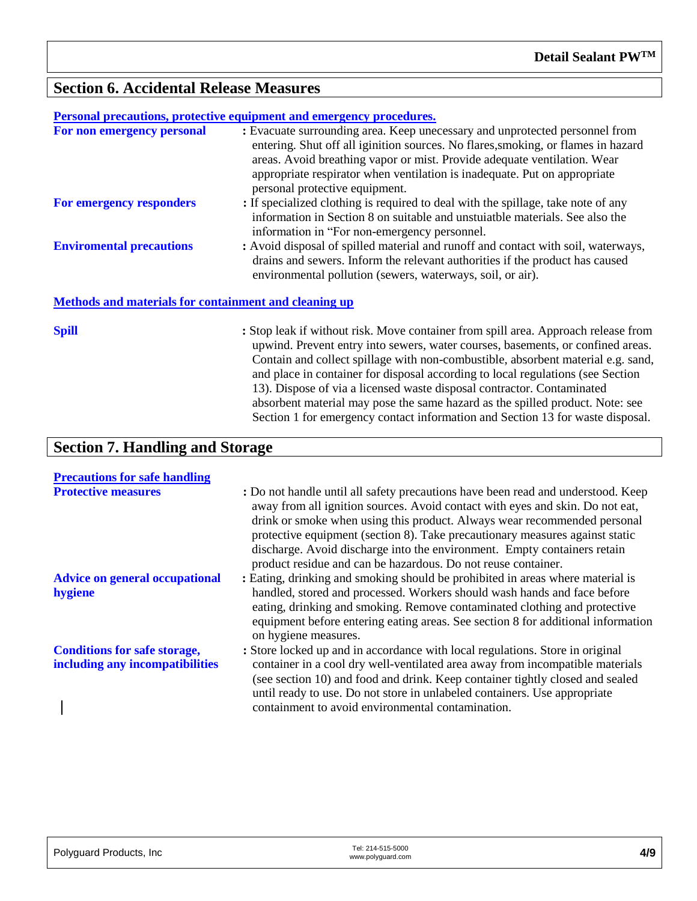## Section 6. Accidental Release Measures

**Personal precautions, protective equipment and emergency procedures.**

**For non emergency personal** : Evacuate surrounding area. Keep unecessary and unprotected personnel from entering. Shut off all iginition sources. No flares,smoking, or flames in hazard areas. Avoid breathing vapor or mist. Provide adequate ventilation. Wear appropriate respirator when ventilation is inadequate. Put on appropriate personal protective equipment.

**For emergency responders** : If specialized clothing is required to deal with the spillage, take note of any information in Section 8 on suitable and unstuiatble materials. See also the information in "For non-emergency personnel.

**Enviromental precautions** : Avoid disposal of spilled material and runoff and contact with soil, waterways, drains and sewers. Inform the relevant authorities if the product has caused environmental pollution (sewers, waterways, soil, or air).

**Methods and materials for containment and cleaning up**

**Spill** : Stop leak if without risk. Move container from spill area. Approach release from upwind. Prevent entry into sewers, water courses, basements, or confined areas. Contain and collect spillage with non-combustible, absorbent material e.g. sand, and place in container for disposal according to local regulations (see Section 13). Dispose of via a licensed waste disposal contractor. Contaminated absorbent material may pose the same hazard as the spilled product. Note: see Section 1 for emergency contact information and Section 13 for waste disposal.

## Section 7. Handling and Storage

**Precautions for safe handling**

**Protective measures** : Do not handle until all safety precautions have been read and understood. Keep away from all ignition sources. Avoid contact with eyes and skin. Do not eat, drink or smoke when using this product. Always wear recommended personal protective equipment (section 8). Take precautionary measures against static discharge. Avoid discharge into the environment. Empty containers retain product residue and can be hazardous. Do not reuse container.

**Advice on general occupational hygiene** : Eating, drinking and smoking should be prohibited in areas where material is handled, stored and processed. Workers should wash hands and face before eating, drinking and smoking. Remove contaminated clothing and protective equipment before entering eating areas. See section 8 for additional information on hygiene measures.

**Conditions for safe storage, including any incompatibilities** : Store locked up and in accordance with local regulations. Store in original container in a cool dry well-ventilated area away from incompatible materials (see section 10) and food and drink. Keep container tightly closed and sealed until ready to use. Do not store in unlabeled containers. Use appropriate containment to avoid environmental contamination.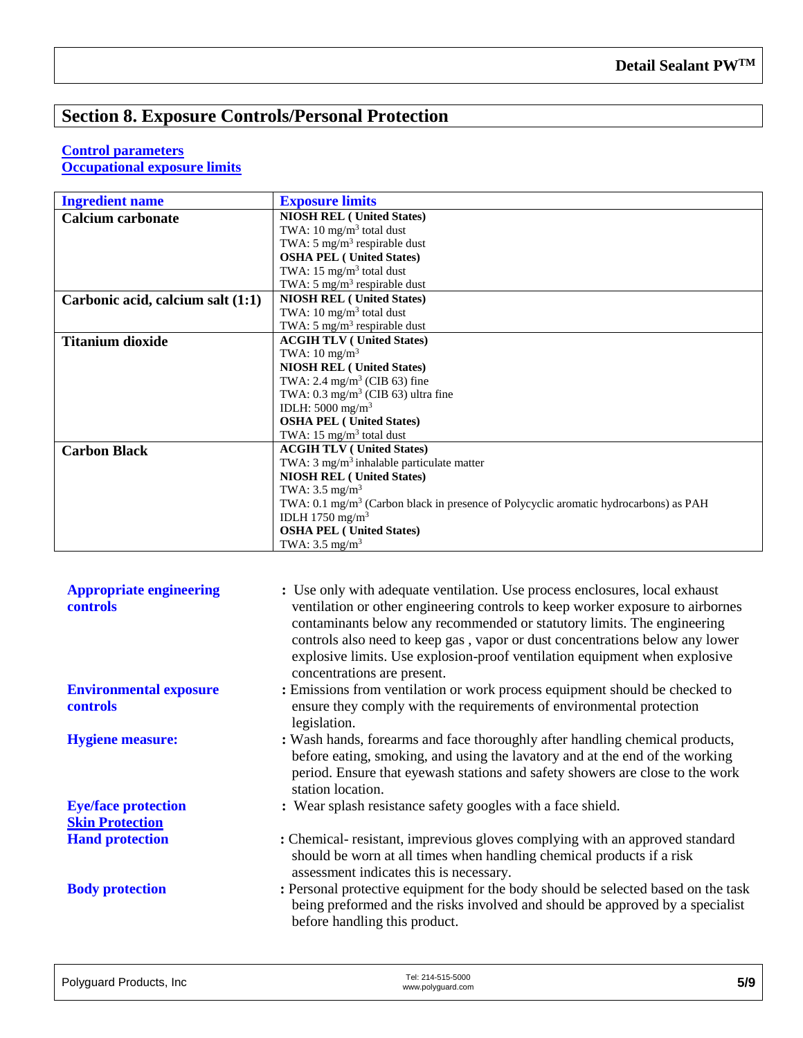## Section 8. Exposure Controls/Personal Protection

**Control parameters**
**Occupational exposure limits**

| Ingredient name | Exposure limits |
|---|---|
| **Calcium carbonate** | **NIOSH REL ( United States)**<br>TWA: 10 mg/m$^3$ total dust<br>TWA: 5 mg/m$^3$ respirable dust<br>**OSHA PEL ( United States)**<br>TWA: 15 mg/m$^3$ total dust<br>TWA: 5 mg/m$^3$ respirable dust |
| **Carbonic acid, calcium salt (1:1)** | **NIOSH REL ( United States)**<br>TWA: 10 mg/m$^3$ total dust<br>TWA: 5 mg/m$^3$ respirable dust |
| **Titanium dioxide** | **ACGIH TLV ( United States)**<br>TWA: 10 mg/m$^3$<br>**NIOSH REL ( United States)**<br>TWA: 2.4 mg/m$^3$ (CIB 63) fine<br>TWA: 0.3 mg/m$^3$ (CIB 63) ultra fine<br>IDLH: 5000 mg/m$^3$<br>**OSHA PEL ( United States)**<br>TWA: 15 mg/m$^3$ total dust |
| **Carbon Black** | **ACGIH TLV ( United States)**<br>TWA: 3 mg/m$^3$ inhalable particulate matter<br>**NIOSH REL ( United States)**<br>TWA: 3.5 mg/m$^3$<br>TWA: 0.1 mg/m$^3$ (Carbon black in presence of Polycyclic aromatic hydrocarbons) as PAH<br>IDLH 1750 mg/m$^3$<br>**OSHA PEL ( United States)**<br>TWA: 3.5 mg/m$^3$ |

**Appropriate engineering controls** : Use only with adequate ventilation. Use process enclosures, local exhaust ventilation or other engineering controls to keep worker exposure to airbornes contaminants below any recommended or statutory limits. The engineering controls also need to keep gas , vapor or dust concentrations below any lower explosive limits. Use explosion-proof ventilation equipment when explosive concentrations are present.

**Environmental exposure controls** : Emissions from ventilation or work process equipment should be checked to ensure they comply with the requirements of environmental protection legislation.

**Hygiene measure:** : Wash hands, forearms and face thoroughly after handling chemical products, before eating, smoking, and using the lavatory and at the end of the working period. Ensure that eyewash stations and safety showers are close to the work station location.

**Eye/face protection** : Wear splash resistance safety googles with a face shield.

**Skin Protection**

**Hand protection** : Chemical- resistant, impervious gloves complying with an approved standard should be worn at all times when handling chemical products if a risk assessment indicates this is necessary.

**Body protection** : Personal protective equipment for the body should be selected based on the task being preformed and the risks involved and should be approved by a specialist before handling this product.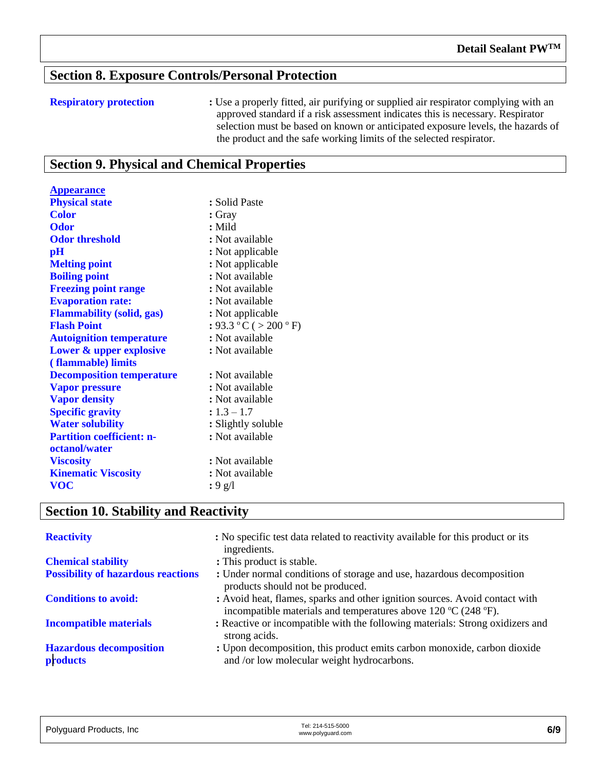## Section 8. Exposure Controls/Personal Protection

| | |
|---|---|
| **Respiratory protection** | : Use a properly fitted, air purifying or supplied air respirator complying with an approved standard if a risk assessment indicates this is necessary. Respirator selection must be based on known or anticipated exposure levels, the hazards of the product and the safe working limits of the selected respirator. |

## Section 9. Physical and Chemical Properties

**Appearance**

| | |
|---|---|
| **Physical state** | : Solid Paste |
| **Color** | : Gray |
| **Odor** | : Mild |
| **Odor threshold** | : Not available |
| **pH** | : Not applicable |
| **Melting point** | : Not applicable |
| **Boiling point** | : Not available |
| **Freezing point range** | : Not available |
| **Evaporation rate:** | : Not available |
| **Flammability (solid, gas)** | : Not applicable |
| **Flash Point** | : 93.3 °C ( > 200 ° F) |
| **Autoignition temperature** | : Not available |
| **Lower & upper explosive ( flammable) limits** | : Not available |
| **Decomposition temperature** | : Not available |
| **Vapor pressure** | : Not available |
| **Vapor density** | : Not available |
| **Specific gravity** | : 1.3 – 1.7 |
| **Water solubility** | : Slightly soluble |
| **Partition coefficient: n-octanol/water** | : Not available |
| **Viscosity** | : Not available |
| **Kinematic Viscosity** | : Not available |
| **VOC** | : 9 g/l |

## Section 10. Stability and Reactivity

| | |
|---|---|
| **Reactivity** | : No specific test data related to reactivity available for this product or its ingredients. |
| **Chemical stability** | : This product is stable. |
| **Possibility of hazardous reactions** | : Under normal conditions of storage and use, hazardous decomposition products should not be produced. |
| **Conditions to avoid:** | : Avoid heat, flames, sparks and other ignition sources. Avoid contact with incompatible materials and temperatures above 120 ºC (248 ºF). |
| **Incompatible materials** | : Reactive or incompatible with the following materials: Strong oxidizers and strong acids. |
| **Hazardous decomposition products** | : Upon decomposition, this product emits carbon monoxide, carbon dioxide and /or low molecular weight hydrocarbons. |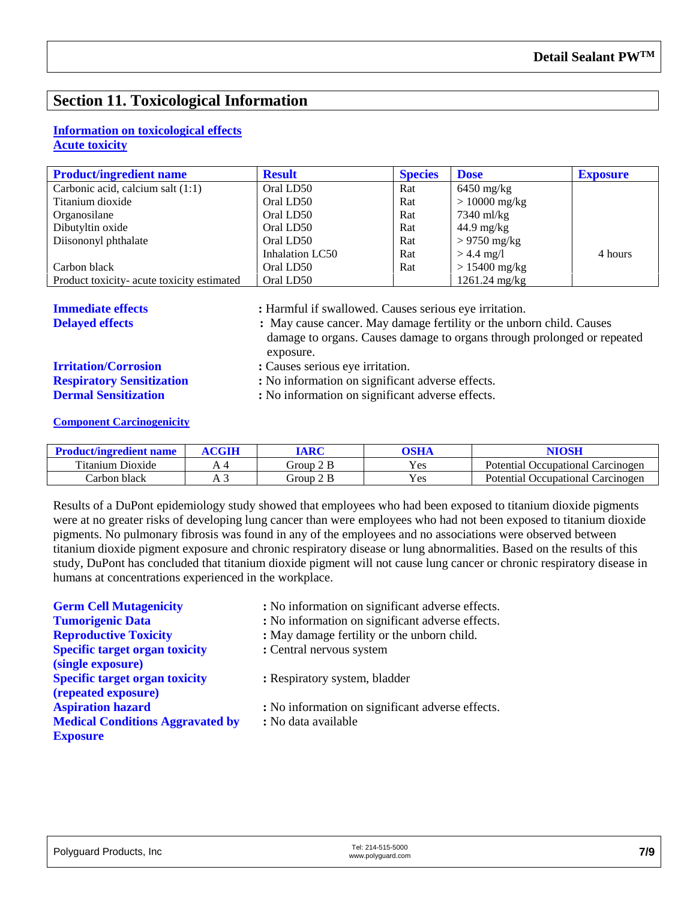## Section 11. Toxicological Information

**Information on toxicological effects**

**Acute toxicity**

| Product/ingredient name | Result | Species | Dose | Exposure |
|---|---|---|---|---|
| Carbonic acid, calcium salt (1:1) | Oral LD50 | Rat | 6450 mg/kg | |
| Titanium dioxide | Oral LD50 | Rat | > 10000 mg/kg | |
| Organosilane | Oral LD50 | Rat | 7340 ml/kg | |
| Dibutyltin oxide | Oral LD50 | Rat | 44.9 mg/kg | |
| Diisononyl phthalate | Oral LD50 | Rat | > 9750 mg/kg | |
| | Inhalation LC50 | Rat | > 4.4 mg/l | 4 hours |
| Carbon black | Oral LD50 | Rat | > 15400 mg/kg | |
| Product toxicity- acute toxicity estimated | Oral LD50 | | 1261.24 mg/kg | |

**Immediate effects** : Harmful if swallowed. Causes serious eye irritation.

**Delayed effects** : May cause cancer. May damage fertility or the unborn child. Causes damage to organs. Causes damage to organs through prolonged or repeated exposure.

**Irritation/Corrosion** : Causes serious eye irritation.

**Respiratory Sensitization** : No information on significant adverse effects.

**Dermal Sensitization** : No information on significant adverse effects.

**Component Carcinogenicity**

| Product/ingredient name | ACGIH | IARC | OSHA | NIOSH |
|---|---|---|---|---|
| Titanium Dioxide | A 4 | Group 2 B | Yes | Potential Occupational Carcinogen |
| Carbon black | A 3 | Group 2 B | Yes | Potential Occupational Carcinogen |

Results of a DuPont epidemiology study showed that employees who had been exposed to titanium dioxide pigments were at no greater risks of developing lung cancer than were employees who had not been exposed to titanium dioxide pigments. No pulmonary fibrosis was found in any of the employees and no associations were observed between titanium dioxide pigment exposure and chronic respiratory disease or lung abnormalities. Based on the results of this study, DuPont has concluded that titanium dioxide pigment will not cause lung cancer or chronic respiratory disease in humans at concentrations experienced in the workplace.

**Germ Cell Mutagenicity** : No information on significant adverse effects.

**Tumorigenic Data** : No information on significant adverse effects.

**Reproductive Toxicity** : May damage fertility or the unborn child.

**Specific target organ toxicity (single exposure)** : Central nervous system

**Specific target organ toxicity (repeated exposure)** : Respiratory system, bladder

**Aspiration hazard** : No information on significant adverse effects.

**Medical Conditions Aggravated by Exposure** : No data available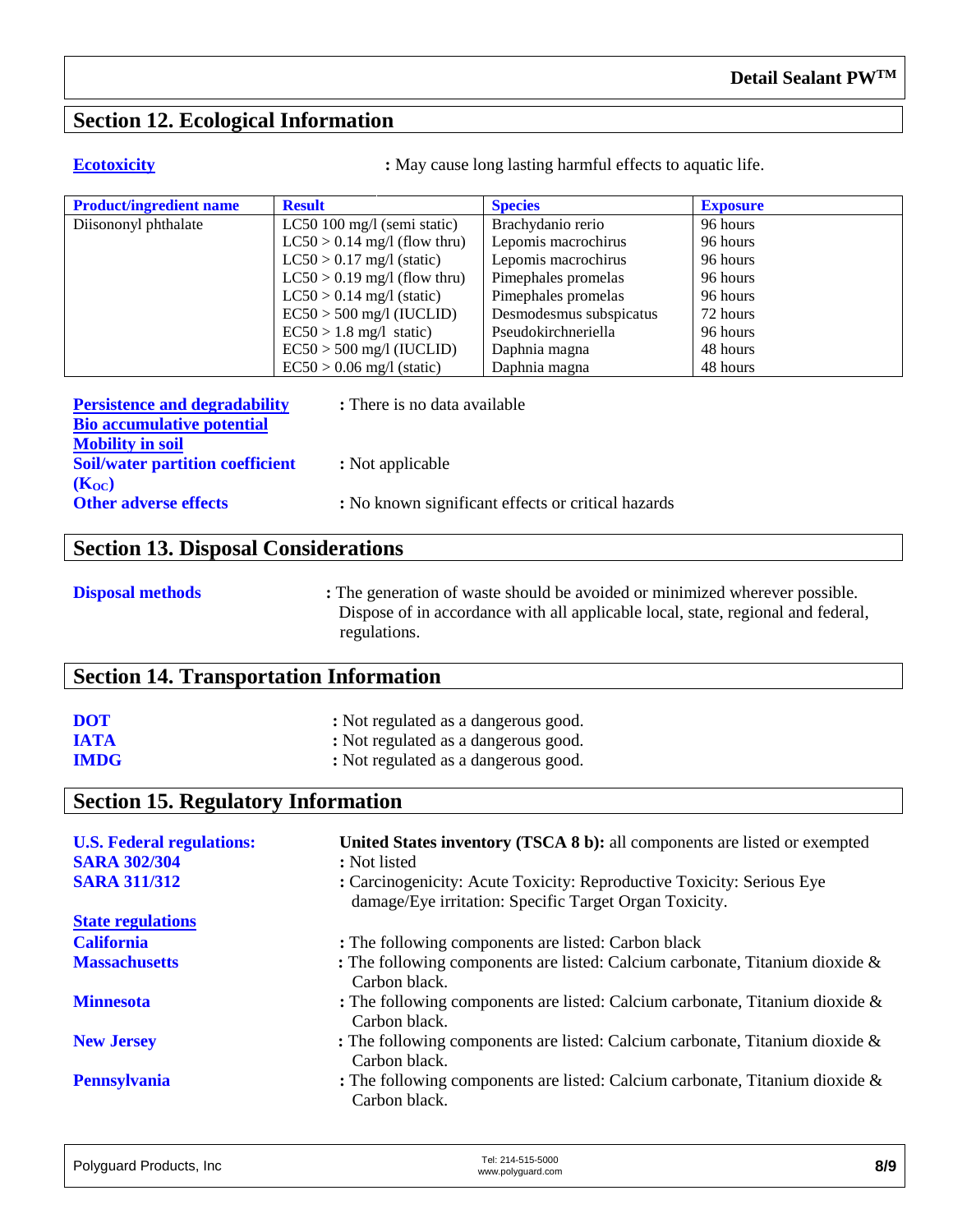Detail Sealant PW™

## Section 12. Ecological Information

**Ecotoxicity** : May cause long lasting harmful effects to aquatic life.

| Product/ingredient name | Result | Species | Exposure |
|---|---|---|---|
| Diisononyl phthalate | LC50 100 mg/l (semi static) | Brachydanio rerio | 96 hours |
| | LC50 > 0.14 mg/l (flow thru) | Lepomis macrochirus | 96 hours |
| | LC50 > 0.17 mg/l (static) | Lepomis macrochirus | 96 hours |
| | LC50 > 0.19 mg/l (flow thru) | Pimephales promelas | 96 hours |
| | LC50 > 0.14 mg/l (static) | Pimephales promelas | 96 hours |
| | EC50 > 500 mg/l (IUCLID) | Desmodesmus subspicatus | 72 hours |
| | EC50 > 1.8 mg/l static) | Pseudokirchneriella | 96 hours |
| | EC50 > 500 mg/l (IUCLID) | Daphnia magna | 48 hours |
| | EC50 > 0.06 mg/l (static) | Daphnia magna | 48 hours |

**Persistence and degradability** : There is no data available
**Bio accumulative potential**
**Mobility in soil**
**Soil/water partition coefficient ($K_{OC}$)** : Not applicable
**Other adverse effects** : No known significant effects or critical hazards

## Section 13. Disposal Considerations

**Disposal methods** : The generation of waste should be avoided or minimized wherever possible. Dispose of in accordance with all applicable local, state, regional and federal, regulations.

## Section 14. Transportation Information

**DOT** : Not regulated as a dangerous good.
**IATA** : Not regulated as a dangerous good.
**IMDG** : Not regulated as a dangerous good.

## Section 15. Regulatory Information

**U.S. Federal regulations:** **United States inventory (TSCA 8 b):** all components are listed or exempted
**SARA 302/304** : Not listed
**SARA 311/312** : Carcinogenicity: Acute Toxicity: Reproductive Toxicity: Serious Eye damage/Eye irritation: Specific Target Organ Toxicity.

**State regulations**
**California** : The following components are listed: Carbon black
**Massachusetts** : The following components are listed: Calcium carbonate, Titanium dioxide & Carbon black.
**Minnesota** : The following components are listed: Calcium carbonate, Titanium dioxide & Carbon black.
**New Jersey** : The following components are listed: Calcium carbonate, Titanium dioxide & Carbon black.
**Pennsylvania** : The following components are listed: Calcium carbonate, Titanium dioxide & Carbon black.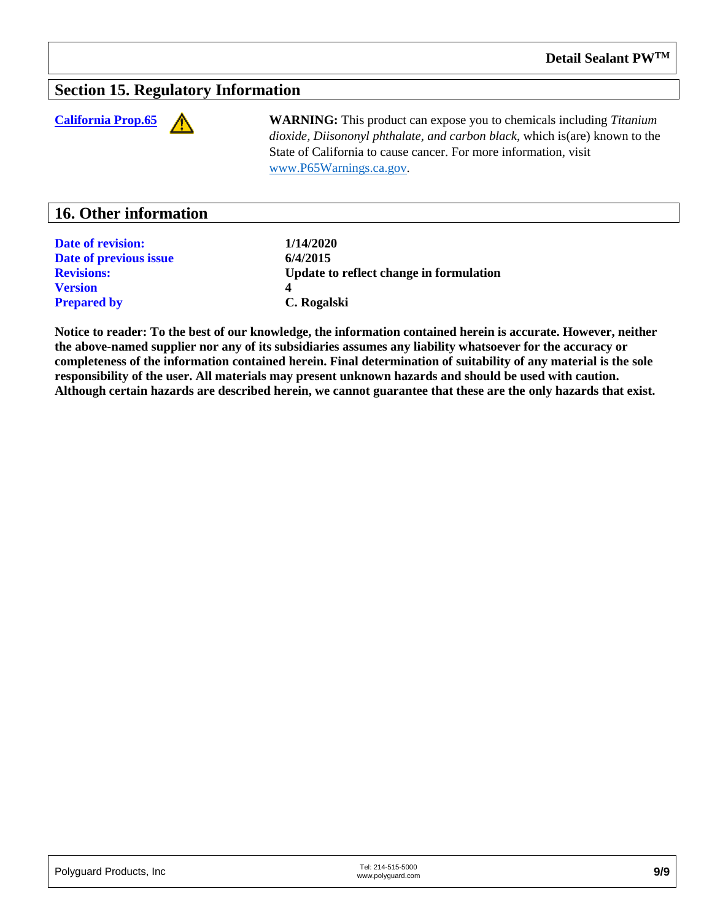## Section 15. Regulatory Information

**California Prop.65** ⚠

**WARNING:** This product can expose you to chemicals including *Titanium dioxide, Diisononyl phthalate, and carbon black*, which is(are) known to the State of California to cause cancer. For more information, visit www.P65Warnings.ca.gov.

## 16. Other information

| | |
|---|---|
| **Date of revision:** | **1/14/2020** |
| **Date of previous issue** | **6/4/2015** |
| **Revisions:** | **Update to reflect change in formulation** |
| **Version** | **4** |
| **Prepared by** | **C. Rogalski** |

**Notice to reader: To the best of our knowledge, the information contained herein is accurate. However, neither the above-named supplier nor any of its subsidiaries assumes any liability whatsoever for the accuracy or completeness of the information contained herein. Final determination of suitability of any material is the sole responsibility of the user. All materials may present unknown hazards and should be used with caution. Although certain hazards are described herein, we cannot guarantee that these are the only hazards that exist.**